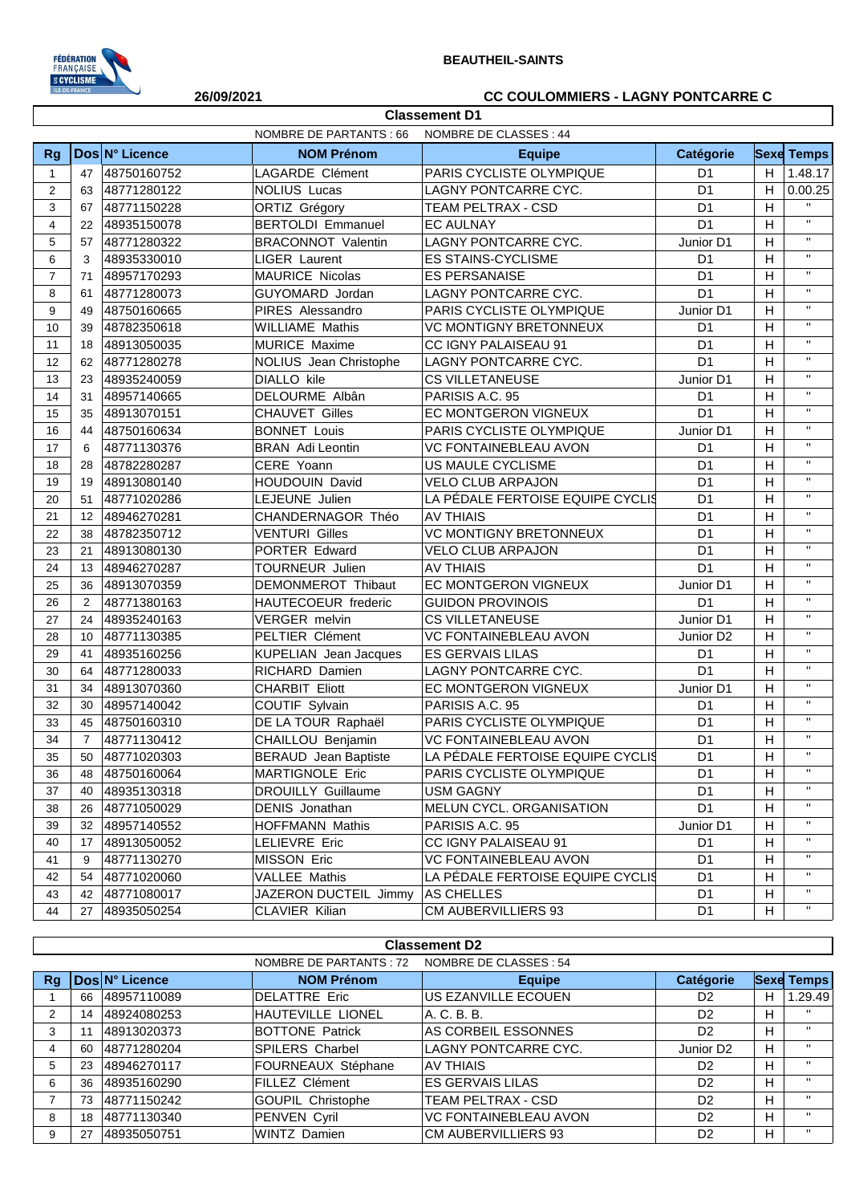**BEAUTHEIL-SAINTS**

**26/09/2021** **CC COULOMMIERS - LAGNY PONTCARRE C**

## Classement D1

NOMBRE DE PARTANTS : 66 NOMBRE DE CLASSES : 44

| Rg | Dos | N° Licence | NOM Prénom | Equipe | Catégorie | Sexe | Temps |
|---|---|---|---|---|---|---|---|
| 1 | 47 | 48750160752 | LAGARDE Clément | PARIS CYCLISTE OLYMPIQUE | D1 | H | 1.48.17 |
| 2 | 63 | 48771280122 | NOLIUS Lucas | LAGNY PONTCARRE CYC. | D1 | H | 0.00.25 |
| 3 | 67 | 48771150228 | ORTIZ Grégory | TEAM PELTRAX - CSD | D1 | H | " |
| 4 | 22 | 48935150078 | BERTOLDI Emmanuel | EC AULNAY | D1 | H | " |
| 5 | 57 | 48771280322 | BRACONNOT Valentin | LAGNY PONTCARRE CYC. | Junior D1 | H | " |
| 6 | 3 | 48935330010 | LIGER Laurent | ES STAINS-CYCLISME | D1 | H | " |
| 7 | 71 | 48957170293 | MAURICE Nicolas | ES PERSANAISE | D1 | H | " |
| 8 | 61 | 48771280073 | GUYOMARD Jordan | LAGNY PONTCARRE CYC. | D1 | H | " |
| 9 | 49 | 48750160665 | PIRES Alessandro | PARIS CYCLISTE OLYMPIQUE | Junior D1 | H | " |
| 10 | 39 | 48782350618 | WILLIAME Mathis | VC MONTIGNY BRETONNEUX | D1 | H | " |
| 11 | 18 | 48913050035 | MURICE Maxime | CC IGNY PALAISEAU 91 | D1 | H | " |
| 12 | 62 | 48771280278 | NOLIUS Jean Christophe | LAGNY PONTCARRE CYC. | D1 | H | " |
| 13 | 23 | 48935240059 | DIALLO kile | CS VILLETANEUSE | Junior D1 | H | " |
| 14 | 31 | 48957140665 | DELOURME Albân | PARISIS A.C. 95 | D1 | H | " |
| 15 | 35 | 48913070151 | CHAUVET Gilles | EC MONTGERON VIGNEUX | D1 | H | " |
| 16 | 44 | 48750160634 | BONNET Louis | PARIS CYCLISTE OLYMPIQUE | Junior D1 | H | " |
| 17 | 6 | 48771130376 | BRAN Adi Leontin | VC FONTAINEBLEAU AVON | D1 | H | " |
| 18 | 28 | 48782280287 | CERE Yoann | US MAULE CYCLISME | D1 | H | " |
| 19 | 19 | 48913080140 | HOUDOUIN David | VELO CLUB ARPAJON | D1 | H | " |
| 20 | 51 | 48771020286 | LEJEUNE Julien | LA PÉDALE FERTOISE EQUIPE CYCLIS | D1 | H | " |
| 21 | 12 | 48946270281 | CHANDERNAGOR Théo | AV THIAIS | D1 | H | " |
| 22 | 38 | 48782350712 | VENTURI Gilles | VC MONTIGNY BRETONNEUX | D1 | H | " |
| 23 | 21 | 48913080130 | PORTER Edward | VELO CLUB ARPAJON | D1 | H | " |
| 24 | 13 | 48946270287 | TOURNEUR Julien | AV THIAIS | D1 | H | " |
| 25 | 36 | 48913070359 | DEMONMEROT Thibaut | EC MONTGERON VIGNEUX | Junior D1 | H | " |
| 26 | 2 | 48771380163 | HAUTECOEUR frederic | GUIDON PROVINOIS | D1 | H | " |
| 27 | 24 | 48935240163 | VERGER melvin | CS VILLETANEUSE | Junior D1 | H | " |
| 28 | 10 | 48771130385 | PELTIER Clément | VC FONTAINEBLEAU AVON | Junior D2 | H | " |
| 29 | 41 | 48935160256 | KUPELIAN Jean Jacques | ES GERVAIS LILAS | D1 | H | " |
| 30 | 64 | 48771280033 | RICHARD Damien | LAGNY PONTCARRE CYC. | D1 | H | " |
| 31 | 34 | 48913070360 | CHARBIT Eliott | EC MONTGERON VIGNEUX | Junior D1 | H | " |
| 32 | 30 | 48957140042 | COUTIF Sylvain | PARISIS A.C. 95 | D1 | H | " |
| 33 | 45 | 48750160310 | DE LA TOUR Raphaël | PARIS CYCLISTE OLYMPIQUE | D1 | H | " |
| 34 | 7 | 48771130412 | CHAILLOU Benjamin | VC FONTAINEBLEAU AVON | D1 | H | " |
| 35 | 50 | 48771020303 | BERAUD Jean Baptiste | LA PÉDALE FERTOISE EQUIPE CYCLIS | D1 | H | " |
| 36 | 48 | 48750160064 | MARTIGNOLE Eric | PARIS CYCLISTE OLYMPIQUE | D1 | H | " |
| 37 | 40 | 48935130318 | DROUILLY Guillaume | USM GAGNY | D1 | H | " |
| 38 | 26 | 48771050029 | DENIS Jonathan | MELUN CYCL. ORGANISATION | D1 | H | " |
| 39 | 32 | 48957140552 | HOFFMANN Mathis | PARISIS A.C. 95 | Junior D1 | H | " |
| 40 | 17 | 48913050052 | LELIEVRE Eric | CC IGNY PALAISEAU 91 | D1 | H | " |
| 41 | 9 | 48771130270 | MISSON Eric | VC FONTAINEBLEAU AVON | D1 | H | " |
| 42 | 54 | 48771020060 | VALLEE Mathis | LA PÉDALE FERTOISE EQUIPE CYCLIS | D1 | H | " |
| 43 | 42 | 48771080017 | JAZERON DUCTEIL Jimmy | AS CHELLES | D1 | H | " |
| 44 | 27 | 48935050254 | CLAVIER Kilian | CM AUBERVILLIERS 93 | D1 | H | " |

## Classement D2

NOMBRE DE PARTANTS : 72 NOMBRE DE CLASSES : 54

| Rg | Dos | N° Licence | NOM Prénom | Equipe | Catégorie | Sexe | Temps |
|---|---|---|---|---|---|---|---|
| 1 | 66 | 48957110089 | DELATTRE Eric | US EZANVILLE ECOUEN | D2 | H | 1.29.49 |
| 2 | 14 | 48924080253 | HAUTEVILLE LIONEL | A. C. B. B. | D2 | H | " |
| 3 | 11 | 48913020373 | BOTTONE Patrick | AS CORBEIL ESSONNES | D2 | H | " |
| 4 | 60 | 48771280204 | SPILERS Charbel | LAGNY PONTCARRE CYC. | Junior D2 | H | " |
| 5 | 23 | 48946270117 | FOURNEAUX Stéphane | AV THIAIS | D2 | H | " |
| 6 | 36 | 48935160290 | FILLEZ Clément | ES GERVAIS LILAS | D2 | H | " |
| 7 | 73 | 48771150242 | GOUPIL Christophe | TEAM PELTRAX - CSD | D2 | H | " |
| 8 | 18 | 48771130340 | PENVEN Cyril | VC FONTAINEBLEAU AVON | D2 | H | " |
| 9 | 27 | 48935050751 | WINTZ Damien | CM AUBERVILLIERS 93 | D2 | H | " |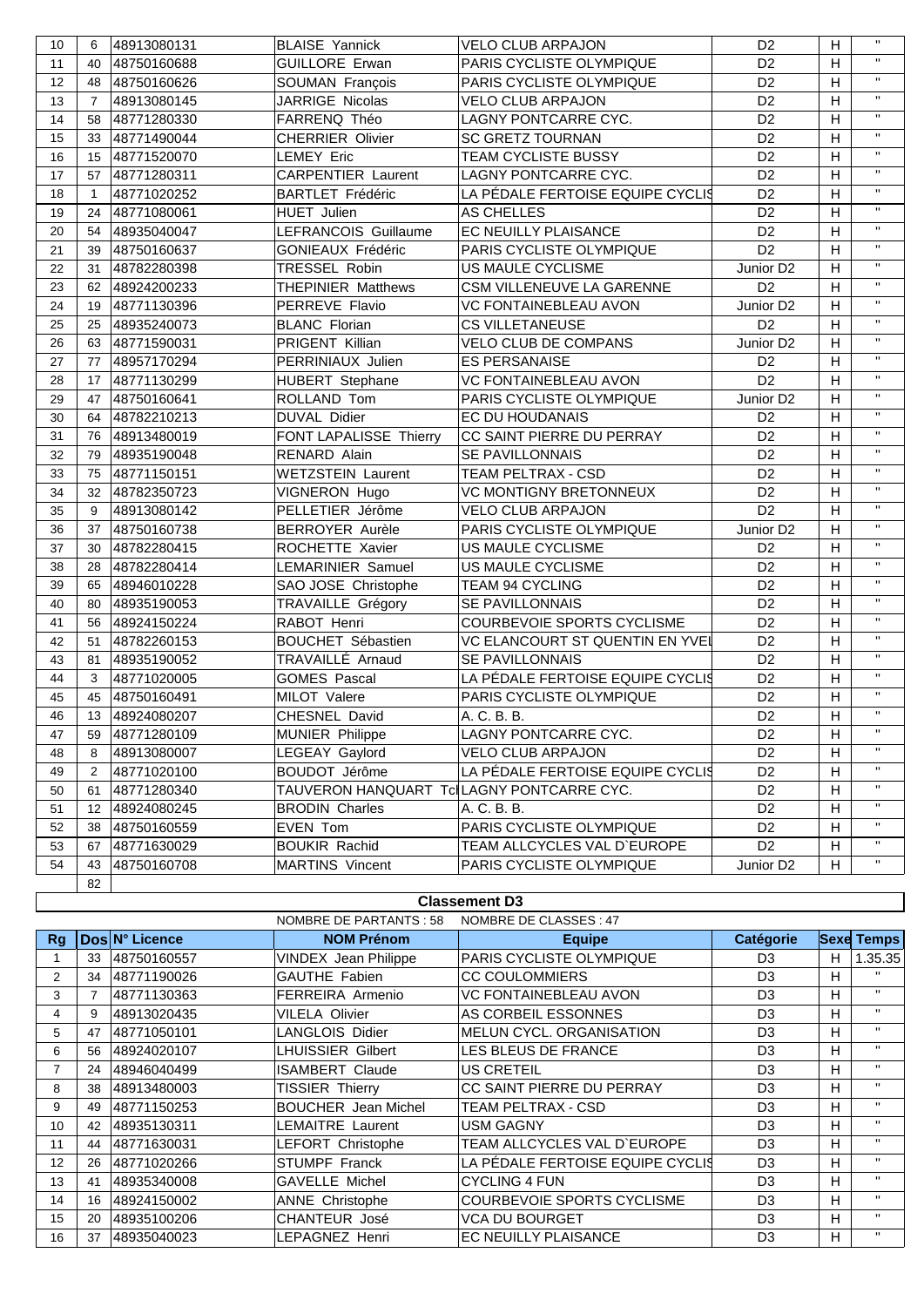| | | | | | | | |
|---|---|---|---|---|---|---|---|
| 10 | 6 | 48913080131 | BLAISE Yannick | VELO CLUB ARPAJON | D2 | H | " |
| 11 | 40 | 48750160688 | GUILLORE Erwan | PARIS CYCLISTE OLYMPIQUE | D2 | H | " |
| 12 | 48 | 48750160626 | SOUMAN François | PARIS CYCLISTE OLYMPIQUE | D2 | H | " |
| 13 | 7 | 48913080145 | JARRIGE Nicolas | VELO CLUB ARPAJON | D2 | H | " |
| 14 | 58 | 48771280330 | FARRENQ Théo | LAGNY PONTCARRE CYC. | D2 | H | " |
| 15 | 33 | 48771490044 | CHERRIER Olivier | SC GRETZ TOURNAN | D2 | H | " |
| 16 | 15 | 48771520070 | LEMEY Eric | TEAM CYCLISTE BUSSY | D2 | H | " |
| 17 | 57 | 48771280311 | CARPENTIER Laurent | LAGNY PONTCARRE CYC. | D2 | H | " |
| 18 | 1 | 48771020252 | BARTLET Frédéric | LA PÉDALE FERTOISE EQUIPE CYCLIS | D2 | H | " |
| 19 | 24 | 48771080061 | HUET Julien | AS CHELLES | D2 | H | " |
| 20 | 54 | 48935040047 | LEFRANCOIS Guillaume | EC NEUILLY PLAISANCE | D2 | H | " |
| 21 | 39 | 48750160637 | GONIEAUX Frédéric | PARIS CYCLISTE OLYMPIQUE | D2 | H | " |
| 22 | 31 | 48782280398 | TRESSEL Robin | US MAULE CYCLISME | Junior D2 | H | " |
| 23 | 62 | 48924200233 | THEPINIER Matthews | CSM VILLENEUVE LA GARENNE | D2 | H | " |
| 24 | 19 | 48771130396 | PERREVE Flavio | VC FONTAINEBLEAU AVON | Junior D2 | H | " |
| 25 | 25 | 48935240073 | BLANC Florian | CS VILLETANEUSE | D2 | H | " |
| 26 | 63 | 48771590031 | PRIGENT Killian | VELO CLUB DE COMPANS | Junior D2 | H | " |
| 27 | 77 | 48957170294 | PERRINIAUX Julien | ES PERSANAISE | D2 | H | " |
| 28 | 17 | 48771130299 | HUBERT Stephane | VC FONTAINEBLEAU AVON | D2 | H | " |
| 29 | 47 | 48750160641 | ROLLAND Tom | PARIS CYCLISTE OLYMPIQUE | Junior D2 | H | " |
| 30 | 64 | 48782210213 | DUVAL Didier | EC DU HOUDANAIS | D2 | H | " |
| 31 | 76 | 48913480019 | FONT LAPALISSE Thierry | CC SAINT PIERRE DU PERRAY | D2 | H | " |
| 32 | 79 | 48935190048 | RENARD Alain | SE PAVILLONNAIS | D2 | H | " |
| 33 | 75 | 48771150151 | WETZSTEIN Laurent | TEAM PELTRAX - CSD | D2 | H | " |
| 34 | 32 | 48782350723 | VIGNERON Hugo | VC MONTIGNY BRETONNEUX | D2 | H | " |
| 35 | 9 | 48913080142 | PELLETIER Jérôme | VELO CLUB ARPAJON | D2 | H | " |
| 36 | 37 | 48750160738 | BERROYER Aurèle | PARIS CYCLISTE OLYMPIQUE | Junior D2 | H | " |
| 37 | 30 | 48782280415 | ROCHETTE Xavier | US MAULE CYCLISME | D2 | H | " |
| 38 | 28 | 48782280414 | LEMARINIER Samuel | US MAULE CYCLISME | D2 | H | " |
| 39 | 65 | 48946010228 | SAO JOSE Christophe | TEAM 94 CYCLING | D2 | H | " |
| 40 | 80 | 48935190053 | TRAVAILLE Grégory | SE PAVILLONNAIS | D2 | H | " |
| 41 | 56 | 48924150224 | RABOT Henri | COURBEVOIE SPORTS CYCLISME | D2 | H | " |
| 42 | 51 | 48782260153 | BOUCHET Sébastien | VC ELANCOURT ST QUENTIN EN YVEL | D2 | H | " |
| 43 | 81 | 48935190052 | TRAVAILLÉ Arnaud | SE PAVILLONNAIS | D2 | H | " |
| 44 | 3 | 48771020005 | GOMES Pascal | LA PÉDALE FERTOISE EQUIPE CYCLIS | D2 | H | " |
| 45 | 45 | 48750160491 | MILOT Valere | PARIS CYCLISTE OLYMPIQUE | D2 | H | " |
| 46 | 13 | 48924080207 | CHESNEL David | A. C. B. B. | D2 | H | " |
| 47 | 59 | 48771280109 | MUNIER Philippe | LAGNY PONTCARRE CYC. | D2 | H | " |
| 48 | 8 | 48913080007 | LEGEAY Gaylord | VELO CLUB ARPAJON | D2 | H | " |
| 49 | 2 | 48771020100 | BOUDOT Jérôme | LA PÉDALE FERTOISE EQUIPE CYCLIS | D2 | H | " |
| 50 | 61 | 48771280340 | TAUVERON HANQUART Tcl | LAGNY PONTCARRE CYC. | D2 | H | " |
| 51 | 12 | 48924080245 | BRODIN Charles | A. C. B. B. | D2 | H | " |
| 52 | 38 | 48750160559 | EVEN Tom | PARIS CYCLISTE OLYMPIQUE | D2 | H | " |
| 53 | 67 | 48771630029 | BOUKIR Rachid | TEAM ALLCYCLES VAL D`EUROPE | D2 | H | " |
| 54 | 43 | 48750160708 | MARTINS Vincent | PARIS CYCLISTE OLYMPIQUE | Junior D2 | H | " |
| | 82 | | | | | | |

**Classement D3**

NOMBRE DE PARTANTS : 58 NOMBRE DE CLASSES : 47

| Rg | Dos | N° Licence | NOM Prénom | Equipe | Catégorie | Sexe | Temps |
|---|---|---|---|---|---|---|---|
| 1 | 33 | 48750160557 | VINDEX Jean Philippe | PARIS CYCLISTE OLYMPIQUE | D3 | H | 1.35.35 |
| 2 | 34 | 48771190026 | GAUTHE Fabien | CC COULOMMIERS | D3 | H | " |
| 3 | 7 | 48771130363 | FERREIRA Armenio | VC FONTAINEBLEAU AVON | D3 | H | " |
| 4 | 9 | 48913020435 | VILELA Olivier | AS CORBEIL ESSONNES | D3 | H | " |
| 5 | 47 | 48771050101 | LANGLOIS Didier | MELUN CYCL. ORGANISATION | D3 | H | " |
| 6 | 56 | 48924020107 | LHUISSIER Gilbert | LES BLEUS DE FRANCE | D3 | H | " |
| 7 | 24 | 48946040499 | ISAMBERT Claude | US CRETEIL | D3 | H | " |
| 8 | 38 | 48913480003 | TISSIER Thierry | CC SAINT PIERRE DU PERRAY | D3 | H | " |
| 9 | 49 | 48771150253 | BOUCHER Jean Michel | TEAM PELTRAX - CSD | D3 | H | " |
| 10 | 42 | 48935130311 | LEMAITRE Laurent | USM GAGNY | D3 | H | " |
| 11 | 44 | 48771630031 | LEFORT Christophe | TEAM ALLCYCLES VAL D`EUROPE | D3 | H | " |
| 12 | 26 | 48771020266 | STUMPF Franck | LA PÉDALE FERTOISE EQUIPE CYCLIS | D3 | H | " |
| 13 | 41 | 48935340008 | GAVELLE Michel | CYCLING 4 FUN | D3 | H | " |
| 14 | 16 | 48924150002 | ANNE Christophe | COURBEVOIE SPORTS CYCLISME | D3 | H | " |
| 15 | 20 | 48935100206 | CHANTEUR José | VCA DU BOURGET | D3 | H | " |
| 16 | 37 | 48935040023 | LEPAGNEZ Henri | EC NEUILLY PLAISANCE | D3 | H | " |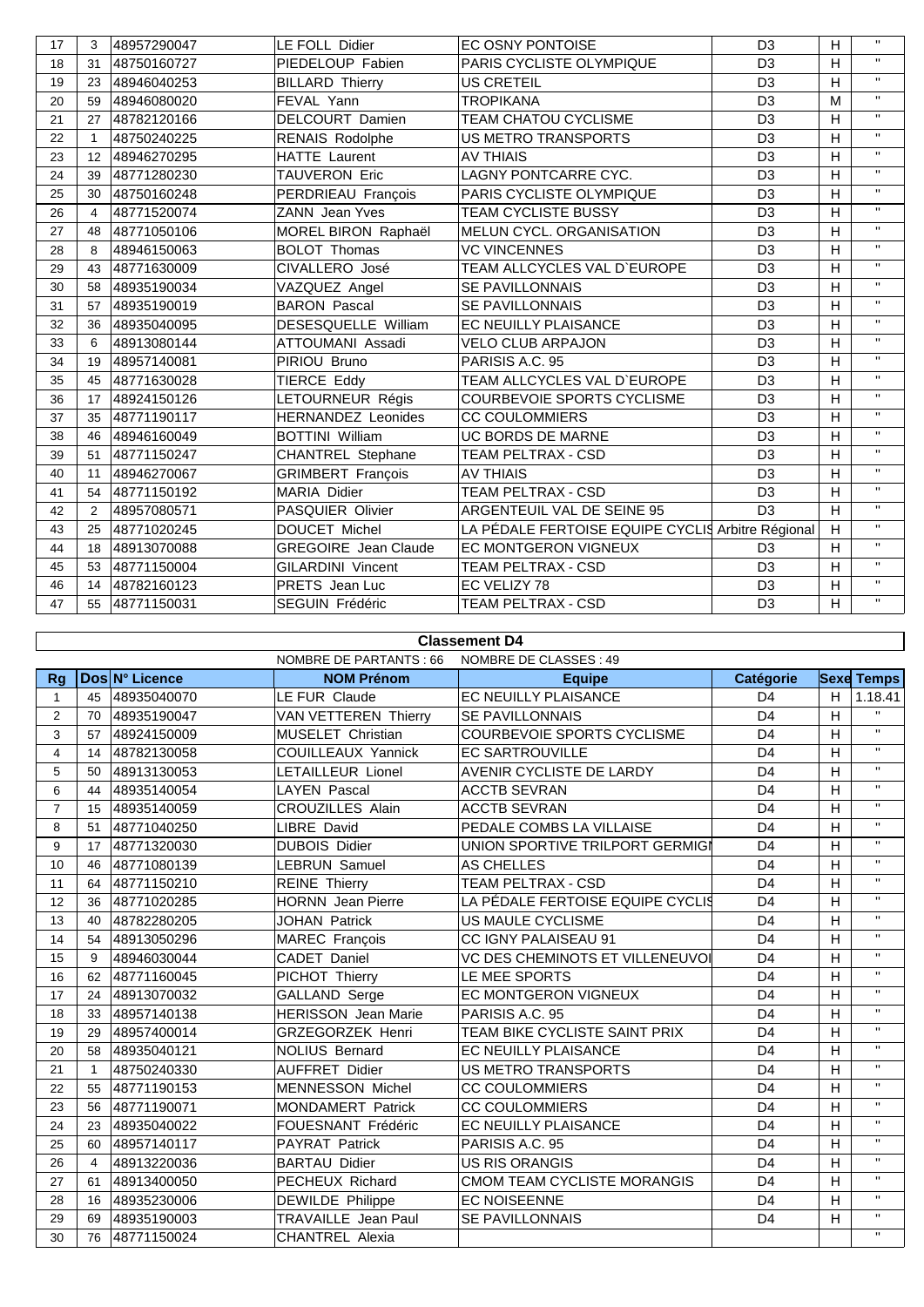| | | | | | | | |
|---|---|---|---|---|---|---|---|
| 17 | 3 | 48957290047 | LE FOLL Didier | EC OSNY PONTOISE | D3 | H | " |
| 18 | 31 | 48750160727 | PIEDELOUP Fabien | PARIS CYCLISTE OLYMPIQUE | D3 | H | " |
| 19 | 23 | 48946040253 | BILLARD Thierry | US CRETEIL | D3 | H | " |
| 20 | 59 | 48946080020 | FEVAL Yann | TROPIKANA | D3 | M | " |
| 21 | 27 | 48782120166 | DELCOURT Damien | TEAM CHATOU CYCLISME | D3 | H | " |
| 22 | 1 | 48750240225 | RENAIS Rodolphe | US METRO TRANSPORTS | D3 | H | " |
| 23 | 12 | 48946270295 | HATTE Laurent | AV THIAIS | D3 | H | " |
| 24 | 39 | 48771280230 | TAUVERON Eric | LAGNY PONTCARRE CYC. | D3 | H | " |
| 25 | 30 | 48750160248 | PERDRIEAU François | PARIS CYCLISTE OLYMPIQUE | D3 | H | " |
| 26 | 4 | 48771520074 | ZANN Jean Yves | TEAM CYCLISTE BUSSY | D3 | H | " |
| 27 | 48 | 48771050106 | MOREL BIRON Raphaël | MELUN CYCL. ORGANISATION | D3 | H | " |
| 28 | 8 | 48946150063 | BOLOT Thomas | VC VINCENNES | D3 | H | " |
| 29 | 43 | 48771630009 | CIVALLERO José | TEAM ALLCYCLES VAL D`EUROPE | D3 | H | " |
| 30 | 58 | 48935190034 | VAZQUEZ Angel | SE PAVILLONNAIS | D3 | H | " |
| 31 | 57 | 48935190019 | BARON Pascal | SE PAVILLONNAIS | D3 | H | " |
| 32 | 36 | 48935040095 | DESESQUELLE William | EC NEUILLY PLAISANCE | D3 | H | " |
| 33 | 6 | 48913080144 | ATTOUMANI Assadi | VELO CLUB ARPAJON | D3 | H | " |
| 34 | 19 | 48957140081 | PIRIOU Bruno | PARISIS A.C. 95 | D3 | H | " |
| 35 | 45 | 48771630028 | TIERCE Eddy | TEAM ALLCYCLES VAL D`EUROPE | D3 | H | " |
| 36 | 17 | 48924150126 | LETOURNEUR Régis | COURBEVOIE SPORTS CYCLISME | D3 | H | " |
| 37 | 35 | 48771190117 | HERNANDEZ Leonides | CC COULOMMIERS | D3 | H | " |
| 38 | 46 | 48946160049 | BOTTINI William | UC BORDS DE MARNE | D3 | H | " |
| 39 | 51 | 48771150247 | CHANTREL Stephane | TEAM PELTRAX - CSD | D3 | H | " |
| 40 | 11 | 48946270067 | GRIMBERT François | AV THIAIS | D3 | H | " |
| 41 | 54 | 48771150192 | MARIA Didier | TEAM PELTRAX - CSD | D3 | H | " |
| 42 | 2 | 48957080571 | PASQUIER Olivier | ARGENTEUIL VAL DE SEINE 95 | D3 | H | " |
| 43 | 25 | 48771020245 | DOUCET Michel | LA PÉDALE FERTOISE EQUIPE CYCLIS | Arbitre Régional | H | " |
| 44 | 18 | 48913070088 | GREGOIRE Jean Claude | EC MONTGERON VIGNEUX | D3 | H | " |
| 45 | 53 | 48771150004 | GILARDINI Vincent | TEAM PELTRAX - CSD | D3 | H | " |
| 46 | 14 | 48782160123 | PRETS Jean Luc | EC VELIZY 78 | D3 | H | " |
| 47 | 55 | 48771150031 | SEGUIN Frédéric | TEAM PELTRAX - CSD | D3 | H | " |

## Classement D4

NOMBRE DE PARTANTS : 66 NOMBRE DE CLASSES : 49

| Rg | Dos | N° Licence | NOM Prénom | Equipe | Catégorie | Sexe | Temps |
|---|---|---|---|---|---|---|---|
| 1 | 45 | 48935040070 | LE FUR Claude | EC NEUILLY PLAISANCE | D4 | H | 1.18.41 |
| 2 | 70 | 48935190047 | VAN VETTEREN Thierry | SE PAVILLONNAIS | D4 | H | " |
| 3 | 57 | 48924150009 | MUSELET Christian | COURBEVOIE SPORTS CYCLISME | D4 | H | " |
| 4 | 14 | 48782130058 | COUILLEAUX Yannick | EC SARTROUVILLE | D4 | H | " |
| 5 | 50 | 48913130053 | LETAILLEUR Lionel | AVENIR CYCLISTE DE LARDY | D4 | H | " |
| 6 | 44 | 48935140054 | LAYEN Pascal | ACCTB SEVRAN | D4 | H | " |
| 7 | 15 | 48935140059 | CROUZILLES Alain | ACCTB SEVRAN | D4 | H | " |
| 8 | 51 | 48771040250 | LIBRE David | PEDALE COMBS LA VILLAISE | D4 | H | " |
| 9 | 17 | 48771320030 | DUBOIS Didier | UNION SPORTIVE TRILPORT GERMIGI | D4 | H | " |
| 10 | 46 | 48771080139 | LEBRUN Samuel | AS CHELLES | D4 | H | " |
| 11 | 64 | 48771150210 | REINE Thierry | TEAM PELTRAX - CSD | D4 | H | " |
| 12 | 36 | 48771020285 | HORNN Jean Pierre | LA PÉDALE FERTOISE EQUIPE CYCLIS | D4 | H | " |
| 13 | 40 | 48782280205 | JOHAN Patrick | US MAULE CYCLISME | D4 | H | " |
| 14 | 54 | 48913050296 | MAREC François | CC IGNY PALAISEAU 91 | D4 | H | " |
| 15 | 9 | 48946030044 | CADET Daniel | VC DES CHEMINOTS ET VILLENEUVOI | D4 | H | " |
| 16 | 62 | 48771160045 | PICHOT Thierry | LE MEE SPORTS | D4 | H | " |
| 17 | 24 | 48913070032 | GALLAND Serge | EC MONTGERON VIGNEUX | D4 | H | " |
| 18 | 33 | 48957140138 | HERISSON Jean Marie | PARISIS A.C. 95 | D4 | H | " |
| 19 | 29 | 48957400014 | GRZEGORZEK Henri | TEAM BIKE CYCLISTE SAINT PRIX | D4 | H | " |
| 20 | 58 | 48935040121 | NOLIUS Bernard | EC NEUILLY PLAISANCE | D4 | H | " |
| 21 | 1 | 48750240330 | AUFFRET Didier | US METRO TRANSPORTS | D4 | H | " |
| 22 | 55 | 48771190153 | MENNESSON Michel | CC COULOMMIERS | D4 | H | " |
| 23 | 56 | 48771190071 | MONDAMERT Patrick | CC COULOMMIERS | D4 | H | " |
| 24 | 23 | 48935040022 | FOUESNANT Frédéric | EC NEUILLY PLAISANCE | D4 | H | " |
| 25 | 60 | 48957140117 | PAYRAT Patrick | PARISIS A.C. 95 | D4 | H | " |
| 26 | 4 | 48913220036 | BARTAU Didier | US RIS ORANGIS | D4 | H | " |
| 27 | 61 | 48913400050 | PECHEUX Richard | CMOM TEAM CYCLISTE MORANGIS | D4 | H | " |
| 28 | 16 | 48935230006 | DEWILDE Philippe | EC NOISEENNE | D4 | H | " |
| 29 | 69 | 48935190003 | TRAVAILLE Jean Paul | SE PAVILLONNAIS | D4 | H | " |
| 30 | 76 | 48771150024 | CHANTREL Alexia | | | | " |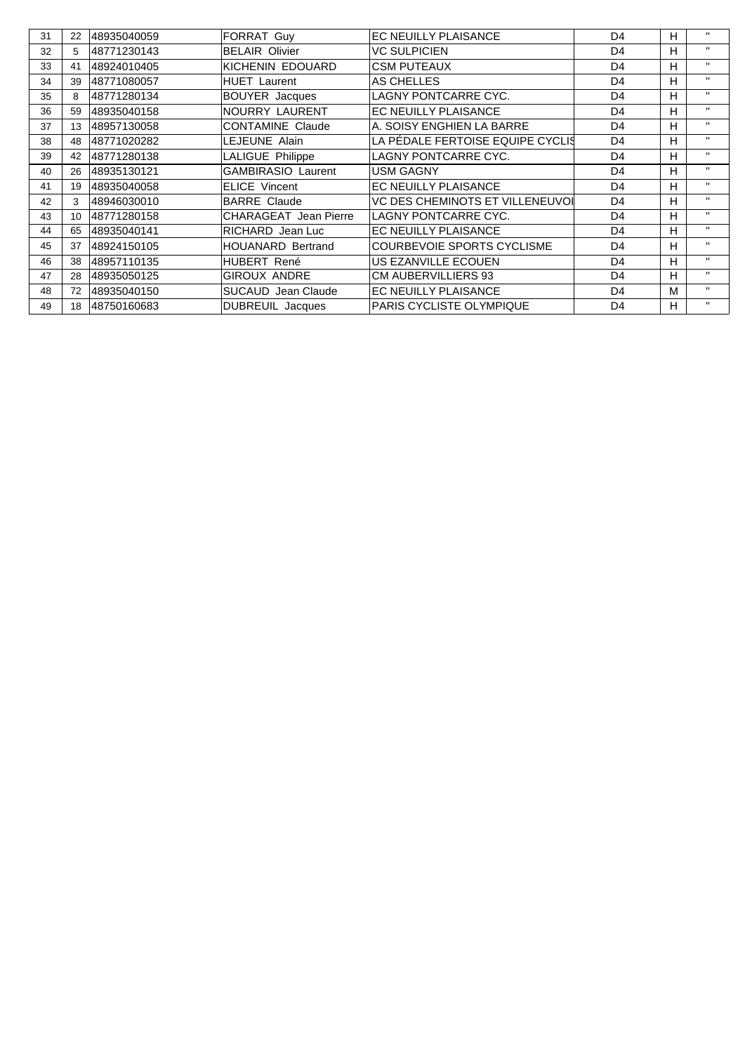| | | | | | | | |
|---|---|---|---|---|---|---|---|
| 31 | 22 | 48935040059 | FORRAT Guy | EC NEUILLY PLAISANCE | D4 | H | " |
| 32 | 5 | 48771230143 | BELAIR Olivier | VC SULPICIEN | D4 | H | " |
| 33 | 41 | 48924010405 | KICHENIN EDOUARD | CSM PUTEAUX | D4 | H | " |
| 34 | 39 | 48771080057 | HUET Laurent | AS CHELLES | D4 | H | " |
| 35 | 8 | 48771280134 | BOUYER Jacques | LAGNY PONTCARRE CYC. | D4 | H | " |
| 36 | 59 | 48935040158 | NOURRY LAURENT | EC NEUILLY PLAISANCE | D4 | H | " |
| 37 | 13 | 48957130058 | CONTAMINE Claude | A. SOISY ENGHIEN LA BARRE | D4 | H | " |
| 38 | 48 | 48771020282 | LEJEUNE Alain | LA PÉDALE FERTOISE EQUIPE CYCLIS | D4 | H | " |
| 39 | 42 | 48771280138 | LALIGUE Philippe | LAGNY PONTCARRE CYC. | D4 | H | " |
| 40 | 26 | 48935130121 | GAMBIRASIO Laurent | USM GAGNY | D4 | H | " |
| 41 | 19 | 48935040058 | ELICE Vincent | EC NEUILLY PLAISANCE | D4 | H | " |
| 42 | 3 | 48946030010 | BARRE Claude | VC DES CHEMINOTS ET VILLENEUVOI | D4 | H | " |
| 43 | 10 | 48771280158 | CHARAGEAT Jean Pierre | LAGNY PONTCARRE CYC. | D4 | H | " |
| 44 | 65 | 48935040141 | RICHARD Jean Luc | EC NEUILLY PLAISANCE | D4 | H | " |
| 45 | 37 | 48924150105 | HOUANARD Bertrand | COURBEVOIE SPORTS CYCLISME | D4 | H | " |
| 46 | 38 | 48957110135 | HUBERT René | US EZANVILLE ECOUEN | D4 | H | " |
| 47 | 28 | 48935050125 | GIROUX ANDRE | CM AUBERVILLIERS 93 | D4 | H | " |
| 48 | 72 | 48935040150 | SUCAUD Jean Claude | EC NEUILLY PLAISANCE | D4 | M | " |
| 49 | 18 | 48750160683 | DUBREUIL Jacques | PARIS CYCLISTE OLYMPIQUE | D4 | H | " |